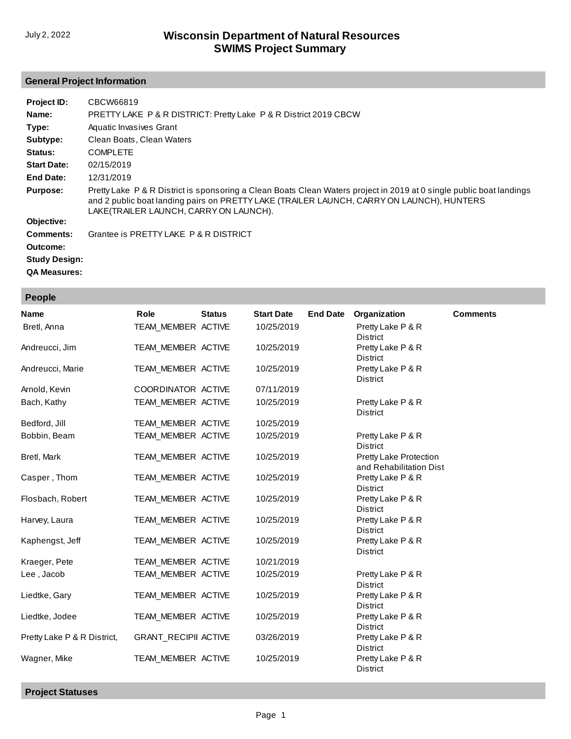July 2, 2022

# Wisconsin Department of Natural Resources
# SWIMS Project Summary

## General Project Information

**Project ID:** CBCW66819

**Name:** PRETTY LAKE P & R DISTRICT: Pretty Lake P & R District 2019 CBCW

**Type:** Aquatic Invasives Grant

**Subtype:** Clean Boats, Clean Waters

**Status:** COMPLETE

**Start Date:** 02/15/2019

**End Date:** 12/31/2019

**Purpose:** Pretty Lake P & R District is sponsoring a Clean Boats Clean Waters project in 2019 at 0 single public boat landings and 2 public boat landing pairs on PRETTY LAKE (TRAILER LAUNCH, CARRY ON LAUNCH), HUNTERS LAKE(TRAILER LAUNCH, CARRY ON LAUNCH).

**Objective:**

**Comments:** Grantee is PRETTY LAKE P & R DISTRICT

**Outcome:**

**Study Design:**

**QA Measures:**

## People

| Name | Role | Status | Start Date | End Date | Organization | Comments |
|---|---|---|---|---|---|---|
| Bretl, Anna | TEAM_MEMBER | ACTIVE | 10/25/2019 | | Pretty Lake P & R District | |
| Andreucci, Jim | TEAM_MEMBER | ACTIVE | 10/25/2019 | | Pretty Lake P & R District | |
| Andreucci, Marie | TEAM_MEMBER | ACTIVE | 10/25/2019 | | Pretty Lake P & R District | |
| Arnold, Kevin | COORDINATOR | ACTIVE | 07/11/2019 | | | |
| Bach, Kathy | TEAM_MEMBER | ACTIVE | 10/25/2019 | | Pretty Lake P & R District | |
| Bedford, Jill | TEAM_MEMBER | ACTIVE | 10/25/2019 | | | |
| Bobbin, Beam | TEAM_MEMBER | ACTIVE | 10/25/2019 | | Pretty Lake P & R District | |
| Bretl, Mark | TEAM_MEMBER | ACTIVE | 10/25/2019 | | Pretty Lake Protection and Rehabilitation Dist | |
| Casper , Thom | TEAM_MEMBER | ACTIVE | 10/25/2019 | | Pretty Lake P & R District | |
| Flosbach, Robert | TEAM_MEMBER | ACTIVE | 10/25/2019 | | Pretty Lake P & R District | |
| Harvey, Laura | TEAM_MEMBER | ACTIVE | 10/25/2019 | | Pretty Lake P & R District | |
| Kaphengst, Jeff | TEAM_MEMBER | ACTIVE | 10/25/2019 | | Pretty Lake P & R District | |
| Kraeger, Pete | TEAM_MEMBER | ACTIVE | 10/21/2019 | | | |
| Lee , Jacob | TEAM_MEMBER | ACTIVE | 10/25/2019 | | Pretty Lake P & R District | |
| Liedtke, Gary | TEAM_MEMBER | ACTIVE | 10/25/2019 | | Pretty Lake P & R District | |
| Liedtke, Jodee | TEAM_MEMBER | ACTIVE | 10/25/2019 | | Pretty Lake P & R District | |
| Pretty Lake P & R District, | GRANT_RECIPII | ACTIVE | 03/26/2019 | | Pretty Lake P & R District | |
| Wagner, Mike | TEAM_MEMBER | ACTIVE | 10/25/2019 | | Pretty Lake P & R District | |

## Project Statuses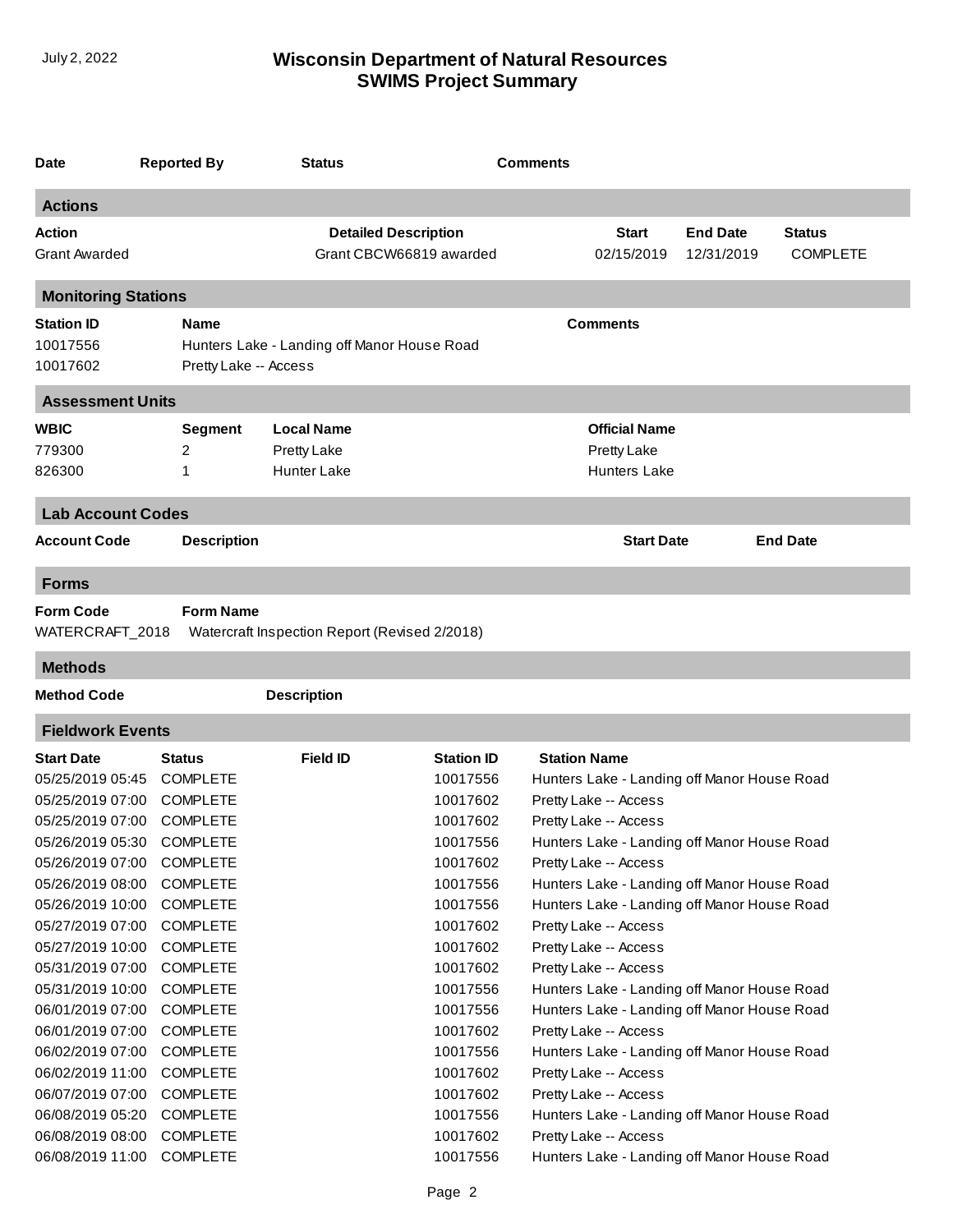# Wisconsin Department of Natural Resources
## SWIMS Project Summary

| Date | Reported By | Status | Comments |
|---|---|---|---|

### Actions

| Action | Detailed Description | Start | End Date | Status |
|---|---|---|---|---|
| Grant Awarded | Grant CBCW66819 awarded | 02/15/2019 | 12/31/2019 | COMPLETE |

### Monitoring Stations

| Station ID | Name | Comments |
|---|---|---|
| 10017556 | Hunters Lake - Landing off Manor House Road | |
| 10017602 | Pretty Lake -- Access | |

### Assessment Units

| WBIC | Segment | Local Name | Official Name |
|---|---|---|---|
| 779300 | 2 | Pretty Lake | Pretty Lake |
| 826300 | 1 | Hunter Lake | Hunters Lake |

### Lab Account Codes

| Account Code | Description | Start Date | End Date |
|---|---|---|---|

### Forms

| Form Code | Form Name |
|---|---|
| WATERCRAFT_2018 | Watercraft Inspection Report (Revised 2/2018) |

### Methods

| Method Code | Description |
|---|---|

### Fieldwork Events

| Start Date | Status | Field ID | Station ID | Station Name |
|---|---|---|---|---|
| 05/25/2019 05:45 | COMPLETE | | 10017556 | Hunters Lake - Landing off Manor House Road |
| 05/25/2019 07:00 | COMPLETE | | 10017602 | Pretty Lake -- Access |
| 05/25/2019 07:00 | COMPLETE | | 10017602 | Pretty Lake -- Access |
| 05/26/2019 05:30 | COMPLETE | | 10017556 | Hunters Lake - Landing off Manor House Road |
| 05/26/2019 07:00 | COMPLETE | | 10017602 | Pretty Lake -- Access |
| 05/26/2019 08:00 | COMPLETE | | 10017556 | Hunters Lake - Landing off Manor House Road |
| 05/26/2019 10:00 | COMPLETE | | 10017556 | Hunters Lake - Landing off Manor House Road |
| 05/27/2019 07:00 | COMPLETE | | 10017602 | Pretty Lake -- Access |
| 05/27/2019 10:00 | COMPLETE | | 10017602 | Pretty Lake -- Access |
| 05/31/2019 07:00 | COMPLETE | | 10017602 | Pretty Lake -- Access |
| 05/31/2019 10:00 | COMPLETE | | 10017556 | Hunters Lake - Landing off Manor House Road |
| 06/01/2019 07:00 | COMPLETE | | 10017556 | Hunters Lake - Landing off Manor House Road |
| 06/01/2019 07:00 | COMPLETE | | 10017602 | Pretty Lake -- Access |
| 06/02/2019 07:00 | COMPLETE | | 10017556 | Hunters Lake - Landing off Manor House Road |
| 06/02/2019 11:00 | COMPLETE | | 10017602 | Pretty Lake -- Access |
| 06/07/2019 07:00 | COMPLETE | | 10017602 | Pretty Lake -- Access |
| 06/08/2019 05:20 | COMPLETE | | 10017556 | Hunters Lake - Landing off Manor House Road |
| 06/08/2019 08:00 | COMPLETE | | 10017602 | Pretty Lake -- Access |
| 06/08/2019 11:00 | COMPLETE | | 10017556 | Hunters Lake - Landing off Manor House Road |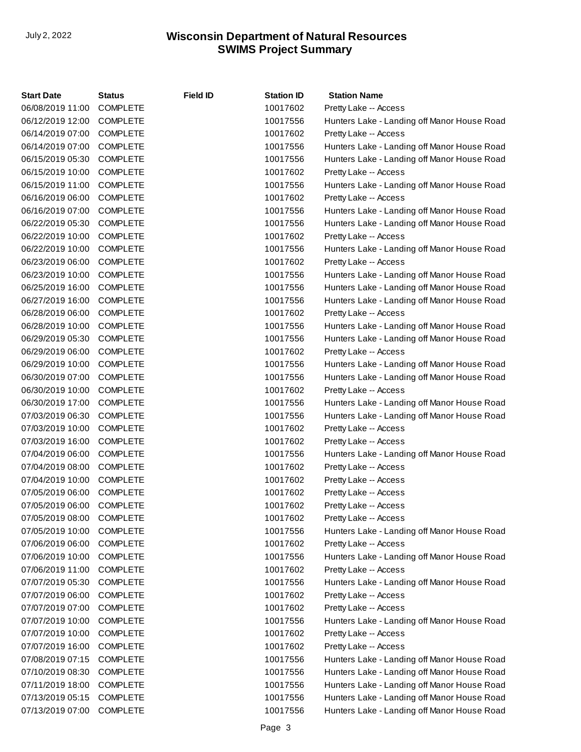| Start Date | Status | Field ID | Station ID | Station Name |
|---|---|---|---|---|
| 06/08/2019 11:00 | COMPLETE | | 10017602 | Pretty Lake -- Access |
| 06/12/2019 12:00 | COMPLETE | | 10017556 | Hunters Lake - Landing off Manor House Road |
| 06/14/2019 07:00 | COMPLETE | | 10017602 | Pretty Lake -- Access |
| 06/14/2019 07:00 | COMPLETE | | 10017556 | Hunters Lake - Landing off Manor House Road |
| 06/15/2019 05:30 | COMPLETE | | 10017556 | Hunters Lake - Landing off Manor House Road |
| 06/15/2019 10:00 | COMPLETE | | 10017602 | Pretty Lake -- Access |
| 06/15/2019 11:00 | COMPLETE | | 10017556 | Hunters Lake - Landing off Manor House Road |
| 06/16/2019 06:00 | COMPLETE | | 10017602 | Pretty Lake -- Access |
| 06/16/2019 07:00 | COMPLETE | | 10017556 | Hunters Lake - Landing off Manor House Road |
| 06/22/2019 05:30 | COMPLETE | | 10017556 | Hunters Lake - Landing off Manor House Road |
| 06/22/2019 10:00 | COMPLETE | | 10017602 | Pretty Lake -- Access |
| 06/22/2019 10:00 | COMPLETE | | 10017556 | Hunters Lake - Landing off Manor House Road |
| 06/23/2019 06:00 | COMPLETE | | 10017602 | Pretty Lake -- Access |
| 06/23/2019 10:00 | COMPLETE | | 10017556 | Hunters Lake - Landing off Manor House Road |
| 06/25/2019 16:00 | COMPLETE | | 10017556 | Hunters Lake - Landing off Manor House Road |
| 06/27/2019 16:00 | COMPLETE | | 10017556 | Hunters Lake - Landing off Manor House Road |
| 06/28/2019 06:00 | COMPLETE | | 10017602 | Pretty Lake -- Access |
| 06/28/2019 10:00 | COMPLETE | | 10017556 | Hunters Lake - Landing off Manor House Road |
| 06/29/2019 05:30 | COMPLETE | | 10017556 | Hunters Lake - Landing off Manor House Road |
| 06/29/2019 06:00 | COMPLETE | | 10017602 | Pretty Lake -- Access |
| 06/29/2019 10:00 | COMPLETE | | 10017556 | Hunters Lake - Landing off Manor House Road |
| 06/30/2019 07:00 | COMPLETE | | 10017556 | Hunters Lake - Landing off Manor House Road |
| 06/30/2019 10:00 | COMPLETE | | 10017602 | Pretty Lake -- Access |
| 06/30/2019 17:00 | COMPLETE | | 10017556 | Hunters Lake - Landing off Manor House Road |
| 07/03/2019 06:30 | COMPLETE | | 10017556 | Hunters Lake - Landing off Manor House Road |
| 07/03/2019 10:00 | COMPLETE | | 10017602 | Pretty Lake -- Access |
| 07/03/2019 16:00 | COMPLETE | | 10017602 | Pretty Lake -- Access |
| 07/04/2019 06:00 | COMPLETE | | 10017556 | Hunters Lake - Landing off Manor House Road |
| 07/04/2019 08:00 | COMPLETE | | 10017602 | Pretty Lake -- Access |
| 07/04/2019 10:00 | COMPLETE | | 10017602 | Pretty Lake -- Access |
| 07/05/2019 06:00 | COMPLETE | | 10017602 | Pretty Lake -- Access |
| 07/05/2019 06:00 | COMPLETE | | 10017602 | Pretty Lake -- Access |
| 07/05/2019 08:00 | COMPLETE | | 10017602 | Pretty Lake -- Access |
| 07/05/2019 10:00 | COMPLETE | | 10017556 | Hunters Lake - Landing off Manor House Road |
| 07/06/2019 06:00 | COMPLETE | | 10017602 | Pretty Lake -- Access |
| 07/06/2019 10:00 | COMPLETE | | 10017556 | Hunters Lake - Landing off Manor House Road |
| 07/06/2019 11:00 | COMPLETE | | 10017602 | Pretty Lake -- Access |
| 07/07/2019 05:30 | COMPLETE | | 10017556 | Hunters Lake - Landing off Manor House Road |
| 07/07/2019 06:00 | COMPLETE | | 10017602 | Pretty Lake -- Access |
| 07/07/2019 07:00 | COMPLETE | | 10017602 | Pretty Lake -- Access |
| 07/07/2019 10:00 | COMPLETE | | 10017556 | Hunters Lake - Landing off Manor House Road |
| 07/07/2019 10:00 | COMPLETE | | 10017602 | Pretty Lake -- Access |
| 07/07/2019 16:00 | COMPLETE | | 10017602 | Pretty Lake -- Access |
| 07/08/2019 07:15 | COMPLETE | | 10017556 | Hunters Lake - Landing off Manor House Road |
| 07/10/2019 08:30 | COMPLETE | | 10017556 | Hunters Lake - Landing off Manor House Road |
| 07/11/2019 18:00 | COMPLETE | | 10017556 | Hunters Lake - Landing off Manor House Road |
| 07/13/2019 05:15 | COMPLETE | | 10017556 | Hunters Lake - Landing off Manor House Road |
| 07/13/2019 07:00 | COMPLETE | | 10017556 | Hunters Lake - Landing off Manor House Road |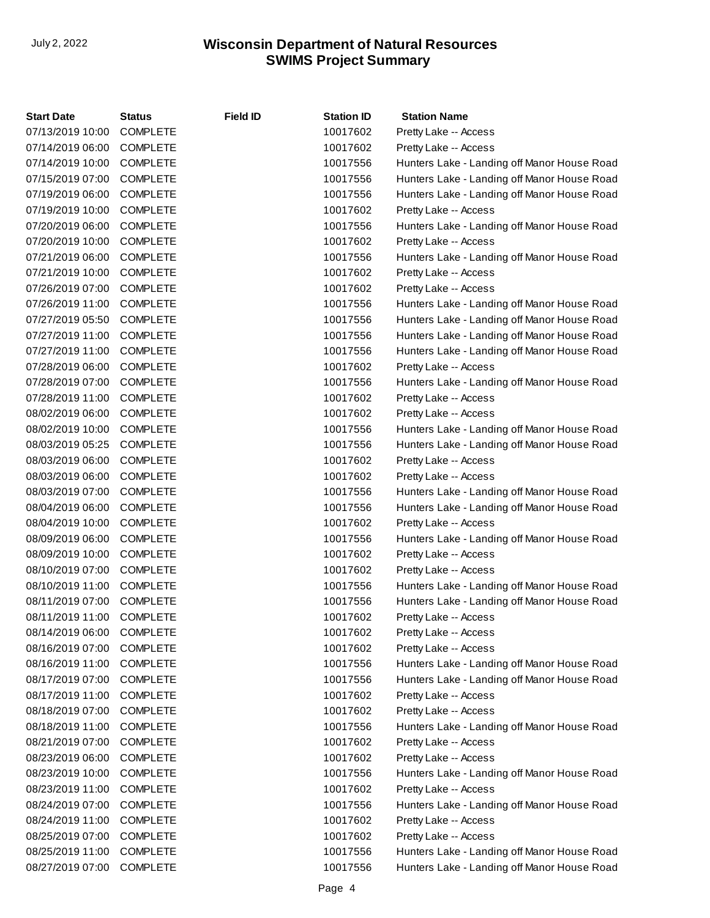| Start Date | Status | Field ID | Station ID | Station Name |
|---|---|---|---|---|
| 07/13/2019 10:00 | COMPLETE | | 10017602 | Pretty Lake -- Access |
| 07/14/2019 06:00 | COMPLETE | | 10017602 | Pretty Lake -- Access |
| 07/14/2019 10:00 | COMPLETE | | 10017556 | Hunters Lake - Landing off Manor House Road |
| 07/15/2019 07:00 | COMPLETE | | 10017556 | Hunters Lake - Landing off Manor House Road |
| 07/19/2019 06:00 | COMPLETE | | 10017556 | Hunters Lake - Landing off Manor House Road |
| 07/19/2019 10:00 | COMPLETE | | 10017602 | Pretty Lake -- Access |
| 07/20/2019 06:00 | COMPLETE | | 10017556 | Hunters Lake - Landing off Manor House Road |
| 07/20/2019 10:00 | COMPLETE | | 10017602 | Pretty Lake -- Access |
| 07/21/2019 06:00 | COMPLETE | | 10017556 | Hunters Lake - Landing off Manor House Road |
| 07/21/2019 10:00 | COMPLETE | | 10017602 | Pretty Lake -- Access |
| 07/26/2019 07:00 | COMPLETE | | 10017602 | Pretty Lake -- Access |
| 07/26/2019 11:00 | COMPLETE | | 10017556 | Hunters Lake - Landing off Manor House Road |
| 07/27/2019 05:50 | COMPLETE | | 10017556 | Hunters Lake - Landing off Manor House Road |
| 07/27/2019 11:00 | COMPLETE | | 10017556 | Hunters Lake - Landing off Manor House Road |
| 07/27/2019 11:00 | COMPLETE | | 10017556 | Hunters Lake - Landing off Manor House Road |
| 07/28/2019 06:00 | COMPLETE | | 10017602 | Pretty Lake -- Access |
| 07/28/2019 07:00 | COMPLETE | | 10017556 | Hunters Lake - Landing off Manor House Road |
| 07/28/2019 11:00 | COMPLETE | | 10017602 | Pretty Lake -- Access |
| 08/02/2019 06:00 | COMPLETE | | 10017602 | Pretty Lake -- Access |
| 08/02/2019 10:00 | COMPLETE | | 10017556 | Hunters Lake - Landing off Manor House Road |
| 08/03/2019 05:25 | COMPLETE | | 10017556 | Hunters Lake - Landing off Manor House Road |
| 08/03/2019 06:00 | COMPLETE | | 10017602 | Pretty Lake -- Access |
| 08/03/2019 06:00 | COMPLETE | | 10017602 | Pretty Lake -- Access |
| 08/03/2019 07:00 | COMPLETE | | 10017556 | Hunters Lake - Landing off Manor House Road |
| 08/04/2019 06:00 | COMPLETE | | 10017556 | Hunters Lake - Landing off Manor House Road |
| 08/04/2019 10:00 | COMPLETE | | 10017602 | Pretty Lake -- Access |
| 08/09/2019 06:00 | COMPLETE | | 10017556 | Hunters Lake - Landing off Manor House Road |
| 08/09/2019 10:00 | COMPLETE | | 10017602 | Pretty Lake -- Access |
| 08/10/2019 07:00 | COMPLETE | | 10017602 | Pretty Lake -- Access |
| 08/10/2019 11:00 | COMPLETE | | 10017556 | Hunters Lake - Landing off Manor House Road |
| 08/11/2019 07:00 | COMPLETE | | 10017556 | Hunters Lake - Landing off Manor House Road |
| 08/11/2019 11:00 | COMPLETE | | 10017602 | Pretty Lake -- Access |
| 08/14/2019 06:00 | COMPLETE | | 10017602 | Pretty Lake -- Access |
| 08/16/2019 07:00 | COMPLETE | | 10017602 | Pretty Lake -- Access |
| 08/16/2019 11:00 | COMPLETE | | 10017556 | Hunters Lake - Landing off Manor House Road |
| 08/17/2019 07:00 | COMPLETE | | 10017556 | Hunters Lake - Landing off Manor House Road |
| 08/17/2019 11:00 | COMPLETE | | 10017602 | Pretty Lake -- Access |
| 08/18/2019 07:00 | COMPLETE | | 10017602 | Pretty Lake -- Access |
| 08/18/2019 11:00 | COMPLETE | | 10017556 | Hunters Lake - Landing off Manor House Road |
| 08/21/2019 07:00 | COMPLETE | | 10017602 | Pretty Lake -- Access |
| 08/23/2019 06:00 | COMPLETE | | 10017602 | Pretty Lake -- Access |
| 08/23/2019 10:00 | COMPLETE | | 10017556 | Hunters Lake - Landing off Manor House Road |
| 08/23/2019 11:00 | COMPLETE | | 10017602 | Pretty Lake -- Access |
| 08/24/2019 07:00 | COMPLETE | | 10017556 | Hunters Lake - Landing off Manor House Road |
| 08/24/2019 11:00 | COMPLETE | | 10017602 | Pretty Lake -- Access |
| 08/25/2019 07:00 | COMPLETE | | 10017602 | Pretty Lake -- Access |
| 08/25/2019 11:00 | COMPLETE | | 10017556 | Hunters Lake - Landing off Manor House Road |
| 08/27/2019 07:00 | COMPLETE | | 10017556 | Hunters Lake - Landing off Manor House Road |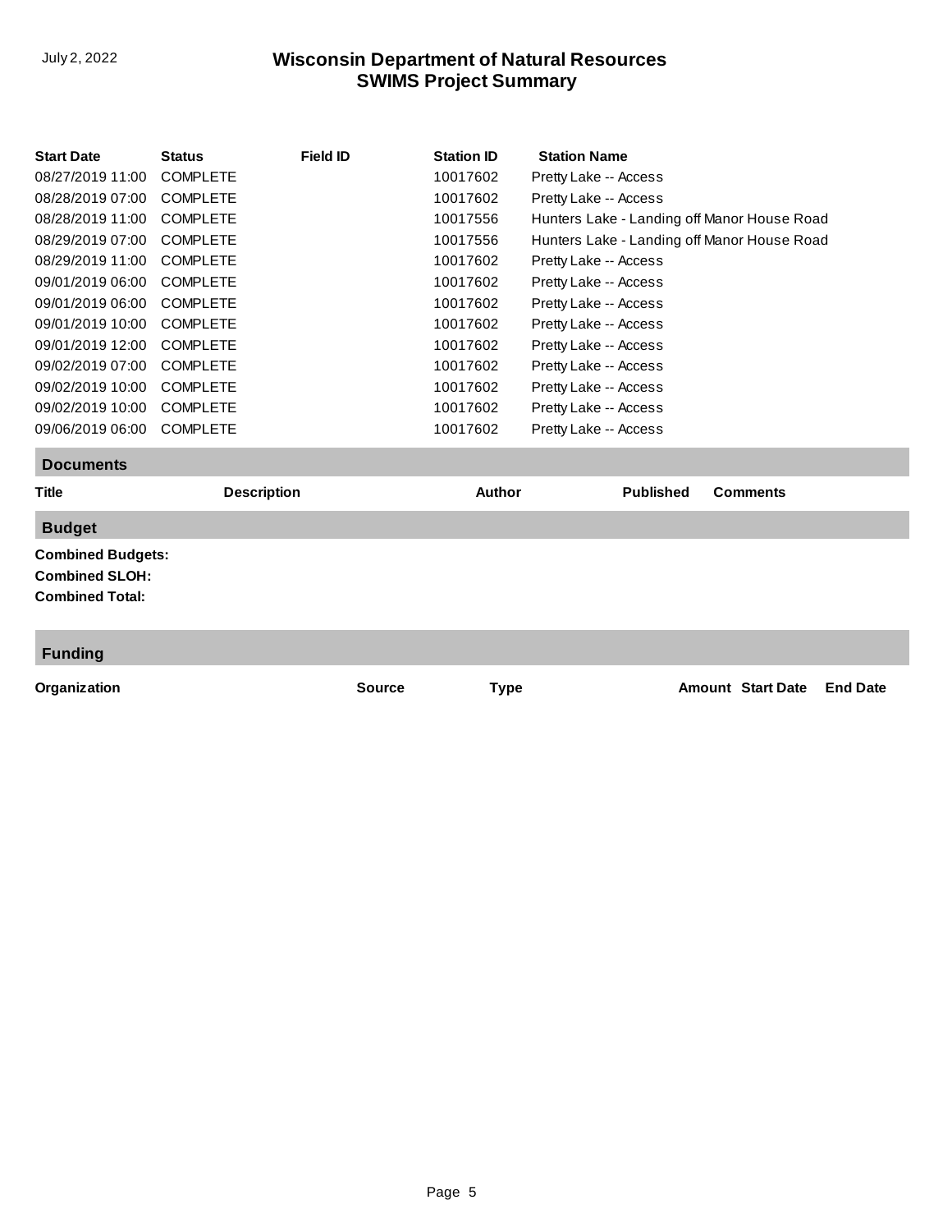| Start Date | Status | Field ID | Station ID | Station Name |
| --- | --- | --- | --- | --- |
| 08/27/2019 11:00 | COMPLETE | | 10017602 | Pretty Lake -- Access |
| 08/28/2019 07:00 | COMPLETE | | 10017602 | Pretty Lake -- Access |
| 08/28/2019 11:00 | COMPLETE | | 10017556 | Hunters Lake - Landing off Manor House Road |
| 08/29/2019 07:00 | COMPLETE | | 10017556 | Hunters Lake - Landing off Manor House Road |
| 08/29/2019 11:00 | COMPLETE | | 10017602 | Pretty Lake -- Access |
| 09/01/2019 06:00 | COMPLETE | | 10017602 | Pretty Lake -- Access |
| 09/01/2019 06:00 | COMPLETE | | 10017602 | Pretty Lake -- Access |
| 09/01/2019 10:00 | COMPLETE | | 10017602 | Pretty Lake -- Access |
| 09/01/2019 12:00 | COMPLETE | | 10017602 | Pretty Lake -- Access |
| 09/02/2019 07:00 | COMPLETE | | 10017602 | Pretty Lake -- Access |
| 09/02/2019 10:00 | COMPLETE | | 10017602 | Pretty Lake -- Access |
| 09/02/2019 10:00 | COMPLETE | | 10017602 | Pretty Lake -- Access |
| 09/06/2019 06:00 | COMPLETE | | 10017602 | Pretty Lake -- Access |

## Documents

| Title | Description | Author | Published | Comments |
| --- | --- | --- | --- | --- |

## Budget

**Combined Budgets:**

**Combined SLOH:**

**Combined Total:**

## Funding

| Organization | Source | Type | Amount | Start Date | End Date |
| --- | --- | --- | --- | --- | --- |